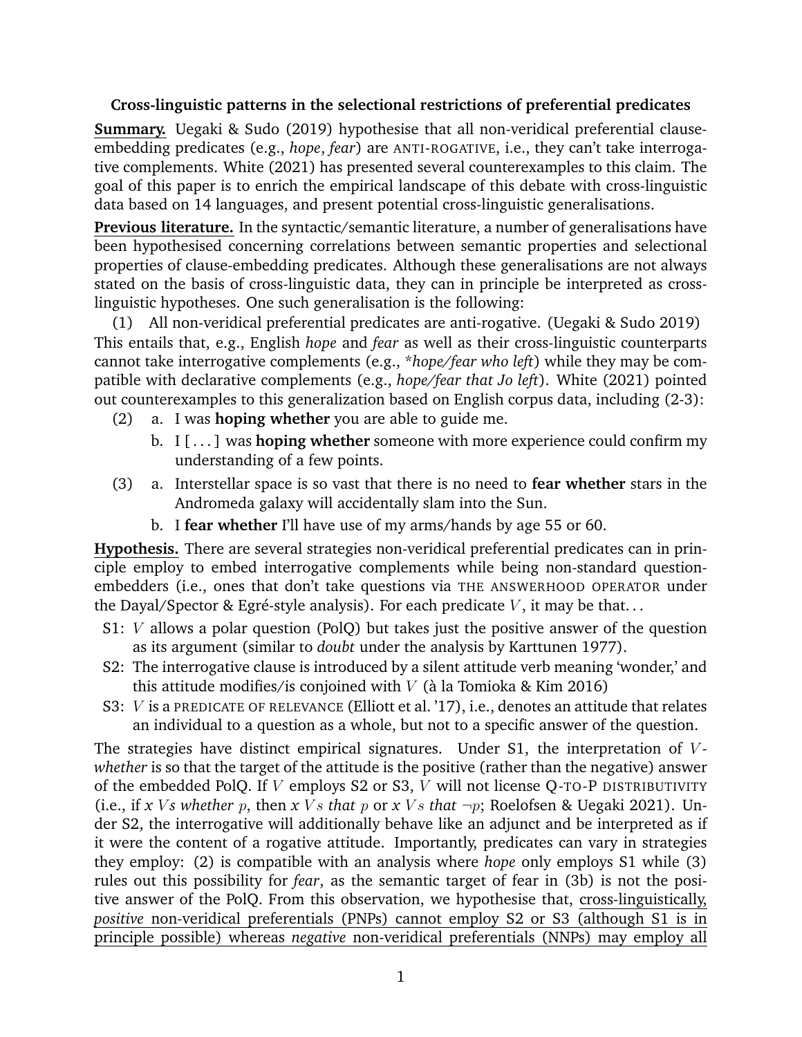**Cross-linguistic patterns in the selectional restrictions of preferential predicates**

**Summary.** Uegaki & Sudo (2019) hypothesise that all non-veridical preferential clause-embedding predicates (e.g., *hope*, *fear*) are ANTI-ROGATIVE, i.e., they can't take interrogative complements. White (2021) has presented several counterexamples to this claim. The goal of this paper is to enrich the empirical landscape of this debate with cross-linguistic data based on 14 languages, and present potential cross-linguistic generalisations.

**Previous literature.** In the syntactic/semantic literature, a number of generalisations have been hypothesised concerning correlations between semantic properties and selectional properties of clause-embedding predicates. Although these generalisations are not always stated on the basis of cross-linguistic data, they can in principle be interpreted as cross-linguistic hypotheses. One such generalisation is the following:

(1) All non-veridical preferential predicates are anti-rogative. (Uegaki & Sudo 2019)

This entails that, e.g., English *hope* and *fear* as well as their cross-linguistic counterparts cannot take interrogative complements (e.g., *\*hope/fear who left*) while they may be compatible with declarative complements (e.g., *hope/fear that Jo left*). White (2021) pointed out counterexamples to this generalization based on English corpus data, including (2-3):

(2) a. I was **hoping whether** you are able to guide me.
    b. I [...] was **hoping whether** someone with more experience could confirm my understanding of a few points.

(3) a. Interstellar space is so vast that there is no need to **fear whether** stars in the Andromeda galaxy will accidentally slam into the Sun.
    b. I **fear whether** I'll have use of my arms/hands by age 55 or 60.

**Hypothesis.** There are several strategies non-veridical preferential predicates can in principle employ to embed interrogative complements while being non-standard question-embedders (i.e., ones that don't take questions via THE ANSWERHOOD OPERATOR under the Dayal/Spector & Egré-style analysis). For each predicate $V$, it may be that...

- S1: $V$ allows a polar question (PolQ) but takes just the positive answer of the question as its argument (similar to *doubt* under the analysis by Karttunen 1977).
- S2: The interrogative clause is introduced by a silent attitude verb meaning 'wonder,' and this attitude modifies/is conjoined with $V$ (à la Tomioka & Kim 2016)
- S3: $V$ is a PREDICATE OF RELEVANCE (Elliott et al. '17), i.e., denotes an attitude that relates an individual to a question as a whole, but not to a specific answer of the question.

The strategies have distinct empirical signatures. Under S1, the interpretation of $V$-*whether* is so that the target of the attitude is the positive (rather than the negative) answer of the embedded PolQ. If $V$ employs S2 or S3, $V$ will not license Q-TO-P DISTRIBUTIVITY (i.e., if *x $V$s whether $p$*, then *x $V$s that $p$* or *x $V$s that $\neg p$*; Roelofsen & Uegaki 2021). Under S2, the interrogative will additionally behave like an adjunct and be interpreted as if it were the content of a rogative attitude. Importantly, predicates can vary in strategies they employ: (2) is compatible with an analysis where *hope* only employs S1 while (3) rules out this possibility for *fear*, as the semantic target of fear in (3b) is not the positive answer of the PolQ. From this observation, we hypothesise that, cross-linguistically, *positive* non-veridical preferentials (PNPs) cannot employ S2 or S3 (although S1 is in principle possible) whereas *negative* non-veridical preferentials (NNPs) may employ all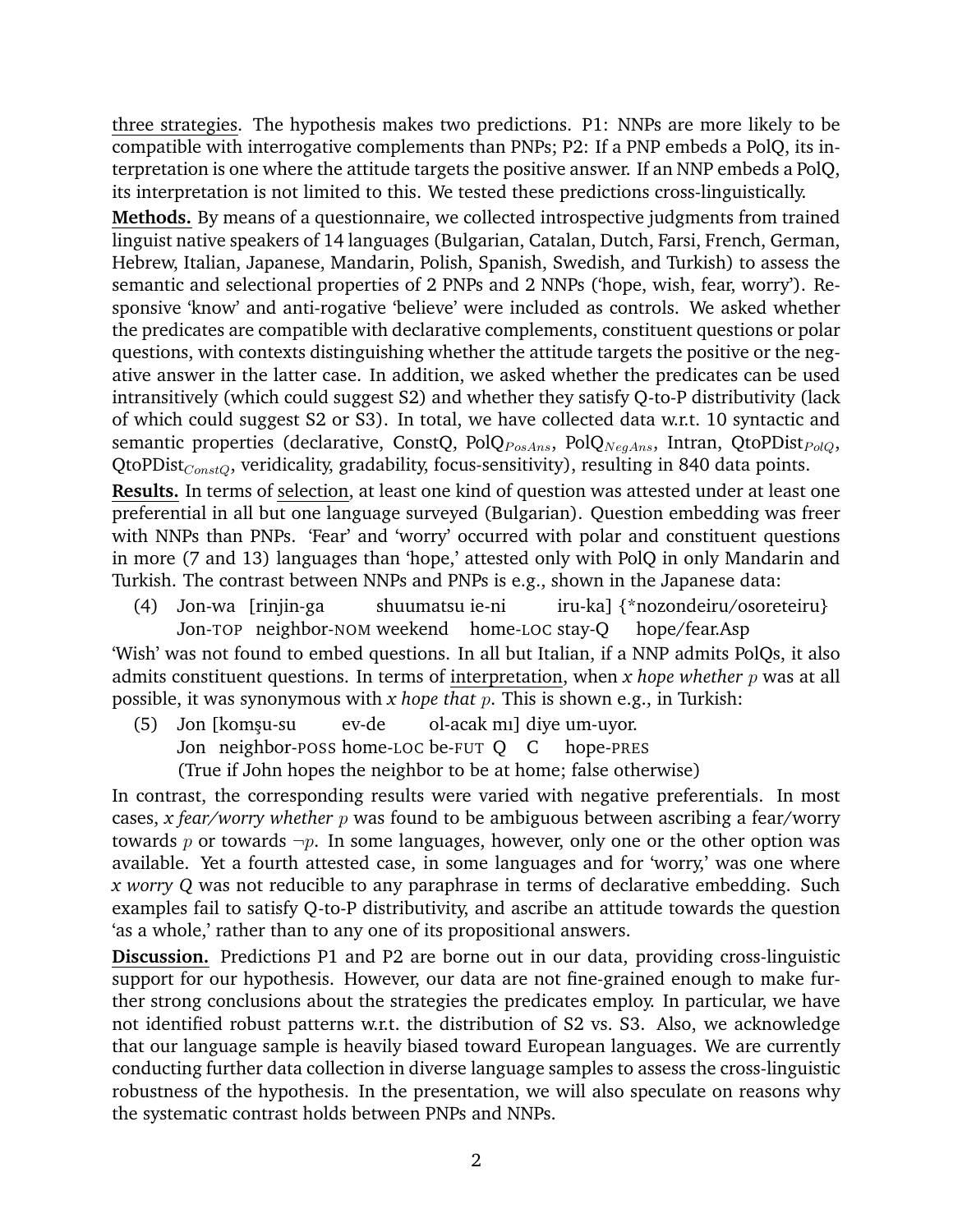three strategies. The hypothesis makes two predictions. P1: NNPs are more likely to be compatible with interrogative complements than PNPs; P2: If a PNP embeds a PolQ, its interpretation is one where the attitude targets the positive answer. If an NNP embeds a PolQ, its interpretation is not limited to this. We tested these predictions cross-linguistically.

**Methods.** By means of a questionnaire, we collected introspective judgments from trained linguist native speakers of 14 languages (Bulgarian, Catalan, Dutch, Farsi, French, German, Hebrew, Italian, Japanese, Mandarin, Polish, Spanish, Swedish, and Turkish) to assess the semantic and selectional properties of 2 PNPs and 2 NNPs ('hope, wish, fear, worry'). Responsive 'know' and anti-rogative 'believe' were included as controls. We asked whether the predicates are compatible with declarative complements, constituent questions or polar questions, with contexts distinguishing whether the attitude targets the positive or the negative answer in the latter case. In addition, we asked whether the predicates can be used intransitively (which could suggest S2) and whether they satisfy Q-to-P distributivity (lack of which could suggest S2 or S3). In total, we have collected data w.r.t. 10 syntactic and semantic properties (declarative, ConstQ, $\text{PolQ}_{PosAns}$, $\text{PolQ}_{NegAns}$, Intran, $\text{QtoPDist}_{PolQ}$, $\text{QtoPDist}_{ConstQ}$, veridicality, gradability, focus-sensitivity), resulting in 840 data points.

**Results.** In terms of selection, at least one kind of question was attested under at least one preferential in all but one language surveyed (Bulgarian). Question embedding was freer with NNPs than PNPs. 'Fear' and 'worry' occurred with polar and constituent questions in more (7 and 13) languages than 'hope,' attested only with PolQ in only Mandarin and Turkish. The contrast between NNPs and PNPs is e.g., shown in the Japanese data:

(4) Jon-wa [rinjin-ga shuumatsu ie-ni iru-ka] {*nozondeiru/osoreteiru}
Jon-TOP neighbor-NOM weekend home-LOC stay-Q hope/fear.Asp

'Wish' was not found to embed questions. In all but Italian, if a NNP admits PolQs, it also admits constituent questions. In terms of interpretation, when *x hope whether* $p$ was at all possible, it was synonymous with *x hope that* $p$. This is shown e.g., in Turkish:

(5) Jon [komşu-su ev-de ol-acak mı] diye um-uyor.
Jon neighbor-POSS home-LOC be-FUT Q C hope-PRES
(True if John hopes the neighbor to be at home; false otherwise)

In contrast, the corresponding results were varied with negative preferentials. In most cases, *x fear/worry whether* $p$ was found to be ambiguous between ascribing a fear/worry towards $p$ or towards $\neg p$. In some languages, however, only one or the other option was available. Yet a fourth attested case, in some languages and for 'worry,' was one where *x worry Q* was not reducible to any paraphrase in terms of declarative embedding. Such examples fail to satisfy Q-to-P distributivity, and ascribe an attitude towards the question 'as a whole,' rather than to any one of its propositional answers.

**Discussion.** Predictions P1 and P2 are borne out in our data, providing cross-linguistic support for our hypothesis. However, our data are not fine-grained enough to make further strong conclusions about the strategies the predicates employ. In particular, we have not identified robust patterns w.r.t. the distribution of S2 vs. S3. Also, we acknowledge that our language sample is heavily biased toward European languages. We are currently conducting further data collection in diverse language samples to assess the cross-linguistic robustness of the hypothesis. In the presentation, we will also speculate on reasons why the systematic contrast holds between PNPs and NNPs.